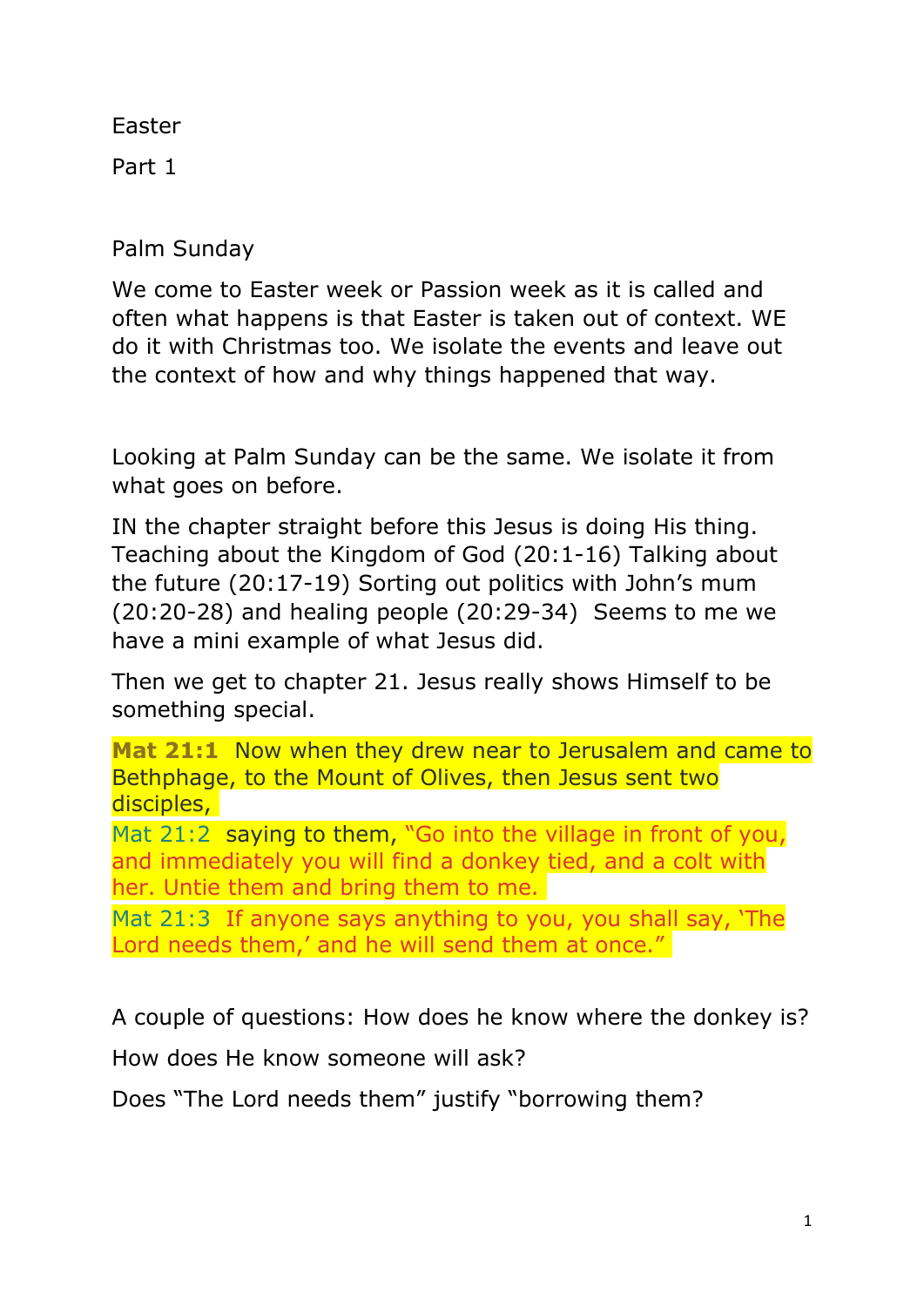Easter

Part 1

Palm Sunday

We come to Easter week or Passion week as it is called and often what happens is that Easter is taken out of context. WE do it with Christmas too. We isolate the events and leave out the context of how and why things happened that way.

Looking at Palm Sunday can be the same. We isolate it from what goes on before.

IN the chapter straight before this Jesus is doing His thing. Teaching about the Kingdom of God (20:1-16) Talking about the future (20:17-19) Sorting out politics with John's mum (20:20-28) and healing people (20:29-34) Seems to me we have a mini example of what Jesus did.

Then we get to chapter 21. Jesus really shows Himself to be something special.

**Mat 21:1** Now when they drew near to Jerusalem and came to Bethphage, to the Mount of Olives, then Jesus sent two disciples,

Mat 21:2 saying to them, "Go into the village in front of you, and immediately you will find a donkey tied, and a colt with her. Untie them and bring them to me.

Mat 21:3 If anyone says anything to you, you shall say, 'The Lord needs them,' and he will send them at once."

A couple of questions: How does he know where the donkey is?

How does He know someone will ask?

Does "The Lord needs them" justify "borrowing them?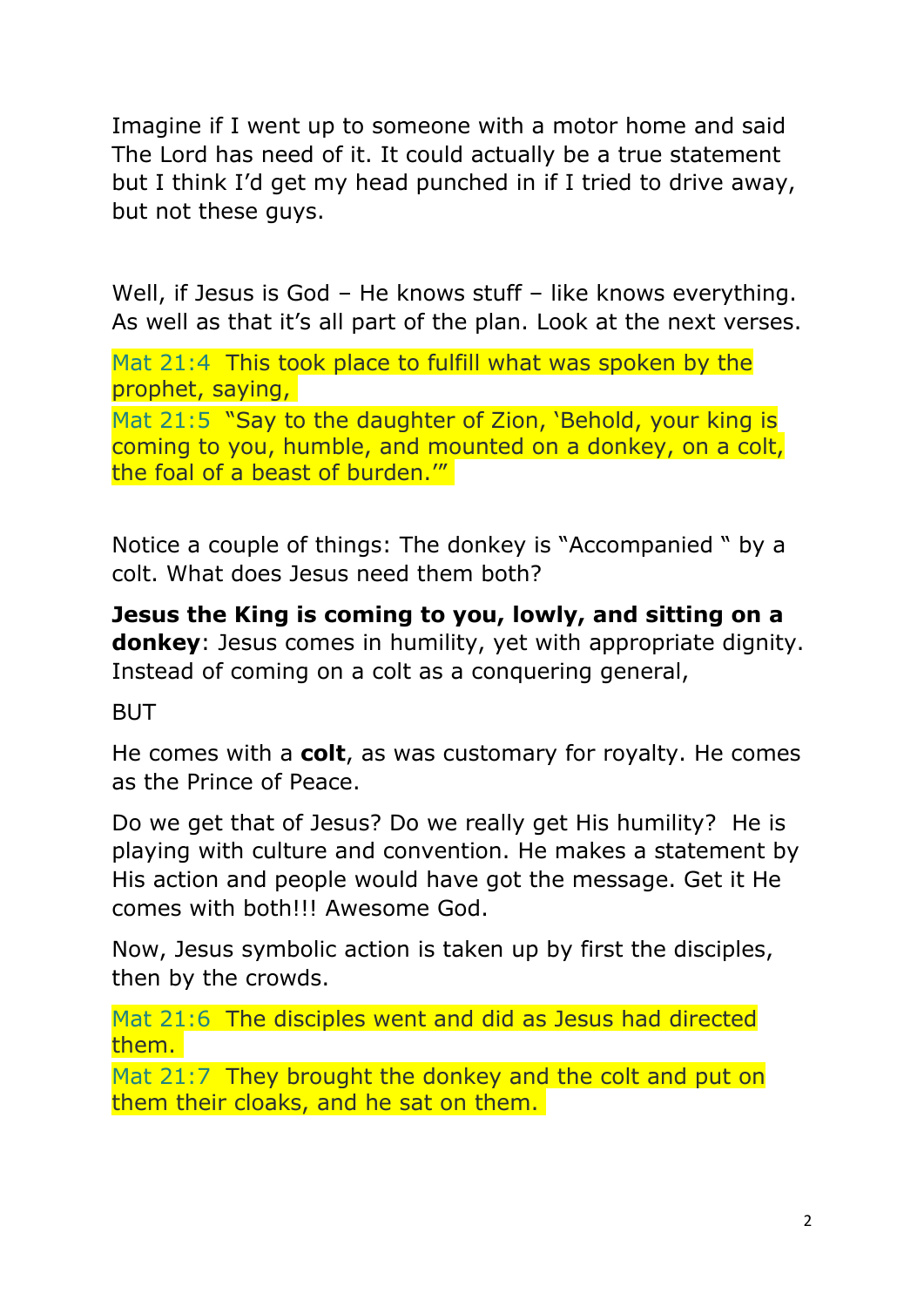Imagine if I went up to someone with a motor home and said The Lord has need of it. It could actually be a true statement but I think I'd get my head punched in if I tried to drive away, but not these guys.

Well, if Jesus is God – He knows stuff – like knows everything. As well as that it's all part of the plan. Look at the next verses.

Mat 21:4 This took place to fulfill what was spoken by the prophet, saying,
Mat 21:5 "Say to the daughter of Zion, 'Behold, your king is coming to you, humble, and mounted on a donkey, on a colt, the foal of a beast of burden.'"

Notice a couple of things: The donkey is "Accompanied " by a colt. What does Jesus need them both?

**Jesus the King is coming to you, lowly, and sitting on a donkey**: Jesus comes in humility, yet with appropriate dignity. Instead of coming on a colt as a conquering general,

BUT

He comes with a **colt**, as was customary for royalty. He comes as the Prince of Peace.

Do we get that of Jesus? Do we really get His humility? He is playing with culture and convention. He makes a statement by His action and people would have got the message. Get it He comes with both!!! Awesome God.

Now, Jesus symbolic action is taken up by first the disciples, then by the crowds.

Mat 21:6 The disciples went and did as Jesus had directed them.
Mat 21:7 They brought the donkey and the colt and put on them their cloaks, and he sat on them.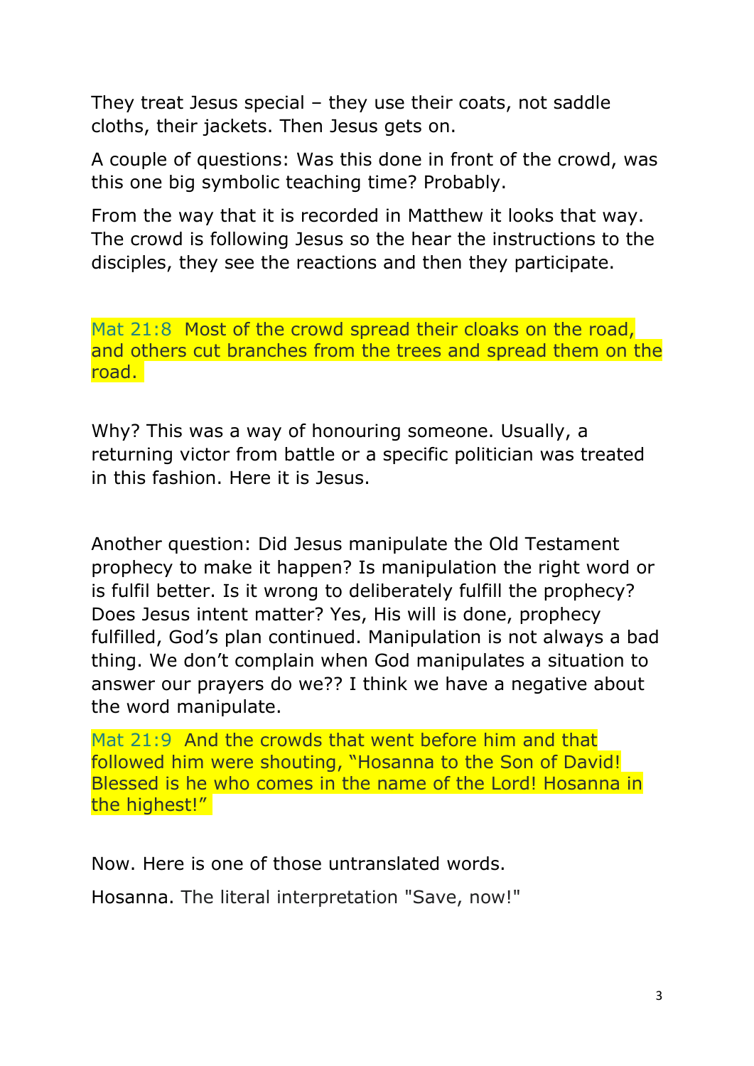They treat Jesus special – they use their coats, not saddle cloths, their jackets. Then Jesus gets on.

A couple of questions: Was this done in front of the crowd, was this one big symbolic teaching time? Probably.

From the way that it is recorded in Matthew it looks that way. The crowd is following Jesus so the hear the instructions to the disciples, they see the reactions and then they participate.

Mat 21:8 Most of the crowd spread their cloaks on the road, and others cut branches from the trees and spread them on the road.

Why? This was a way of honouring someone. Usually, a returning victor from battle or a specific politician was treated in this fashion. Here it is Jesus.

Another question: Did Jesus manipulate the Old Testament prophecy to make it happen? Is manipulation the right word or is fulfil better. Is it wrong to deliberately fulfill the prophecy? Does Jesus intent matter? Yes, His will is done, prophecy fulfilled, God's plan continued. Manipulation is not always a bad thing. We don't complain when God manipulates a situation to answer our prayers do we?? I think we have a negative about the word manipulate.

Mat 21:9 And the crowds that went before him and that followed him were shouting, "Hosanna to the Son of David! Blessed is he who comes in the name of the Lord! Hosanna in the highest!"

Now. Here is one of those untranslated words.

Hosanna. The literal interpretation "Save, now!"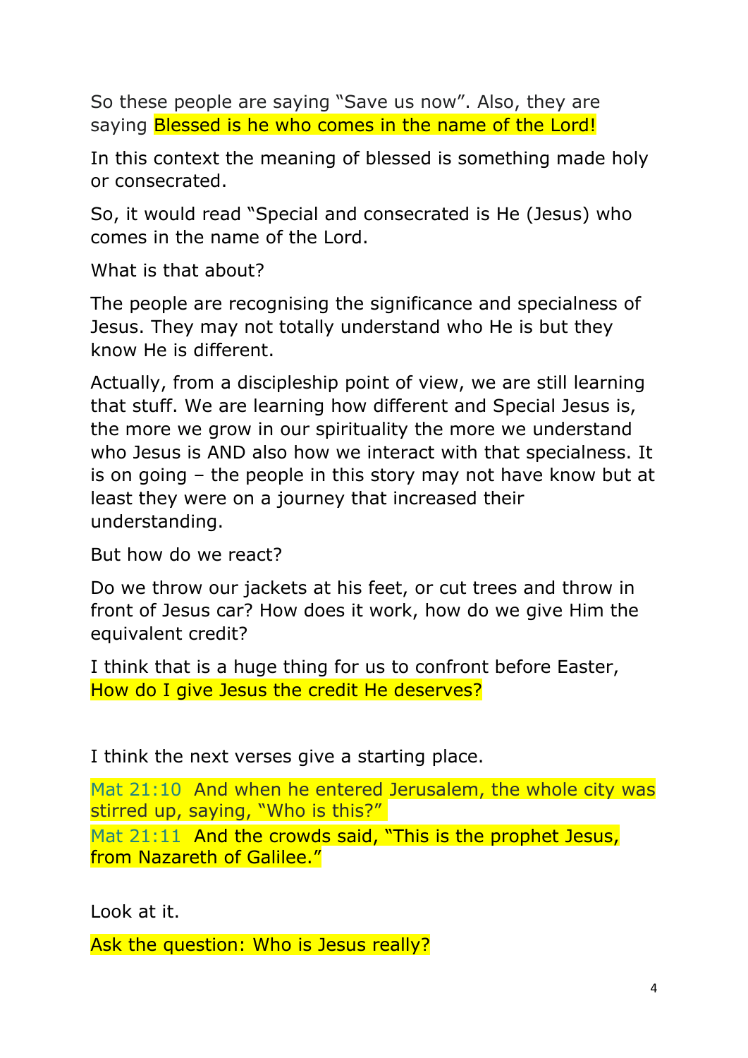So these people are saying "Save us now". Also, they are saying Blessed is he who comes in the name of the Lord!

In this context the meaning of blessed is something made holy or consecrated.

So, it would read "Special and consecrated is He (Jesus) who comes in the name of the Lord.

What is that about?

The people are recognising the significance and specialness of Jesus. They may not totally understand who He is but they know He is different.

Actually, from a discipleship point of view, we are still learning that stuff. We are learning how different and Special Jesus is, the more we grow in our spirituality the more we understand who Jesus is AND also how we interact with that specialness. It is on going – the people in this story may not have know but at least they were on a journey that increased their understanding.

But how do we react?

Do we throw our jackets at his feet, or cut trees and throw in front of Jesus car? How does it work, how do we give Him the equivalent credit?

I think that is a huge thing for us to confront before Easter, How do I give Jesus the credit He deserves?

I think the next verses give a starting place.

Mat 21:10 And when he entered Jerusalem, the whole city was stirred up, saying, "Who is this?"
Mat 21:11 And the crowds said, "This is the prophet Jesus, from Nazareth of Galilee."

Look at it.

Ask the question: Who is Jesus really?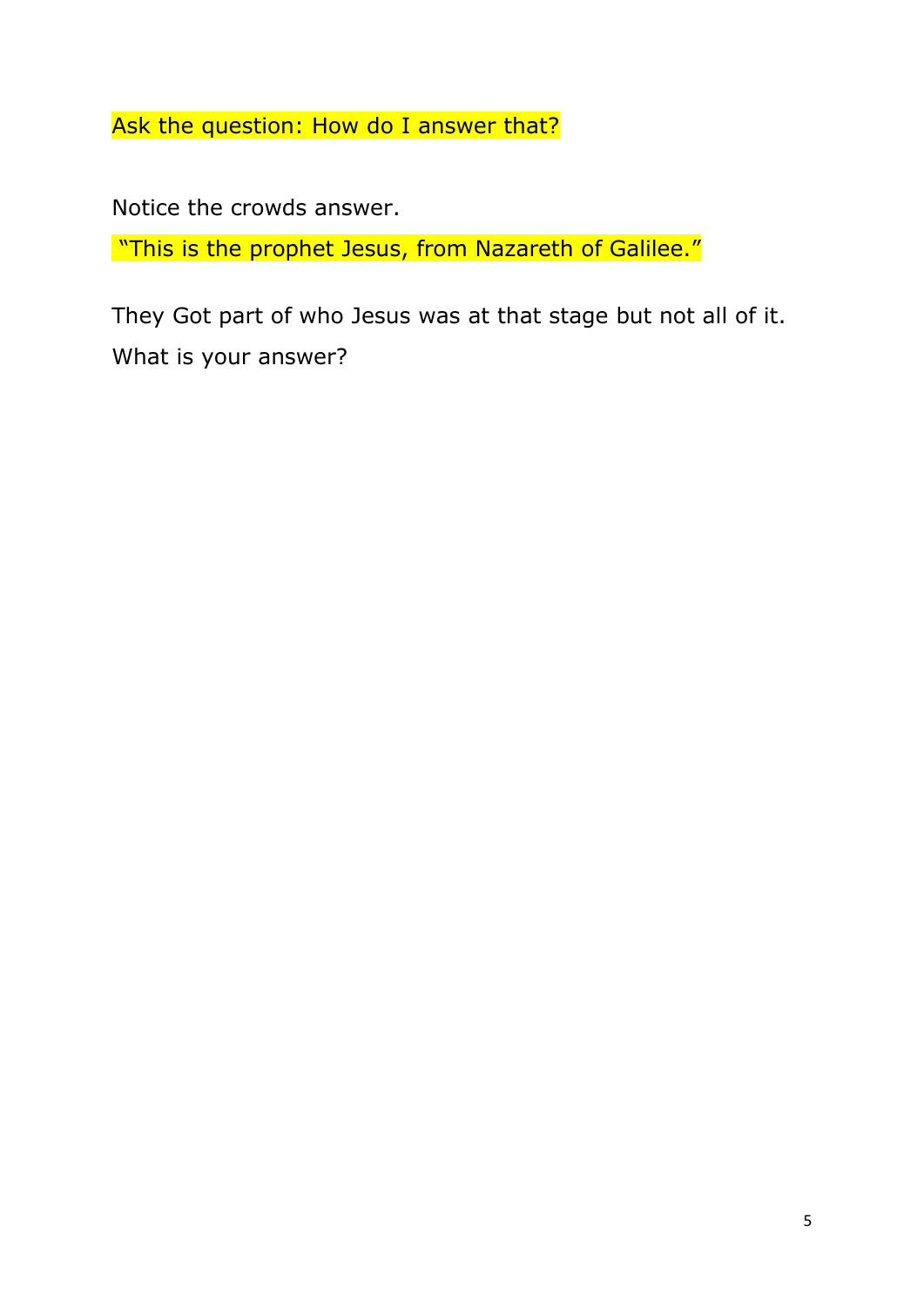Ask the question: How do I answer that?

Notice the crowds answer.

"This is the prophet Jesus, from Nazareth of Galilee."

They Got part of who Jesus was at that stage but not all of it.

What is your answer?